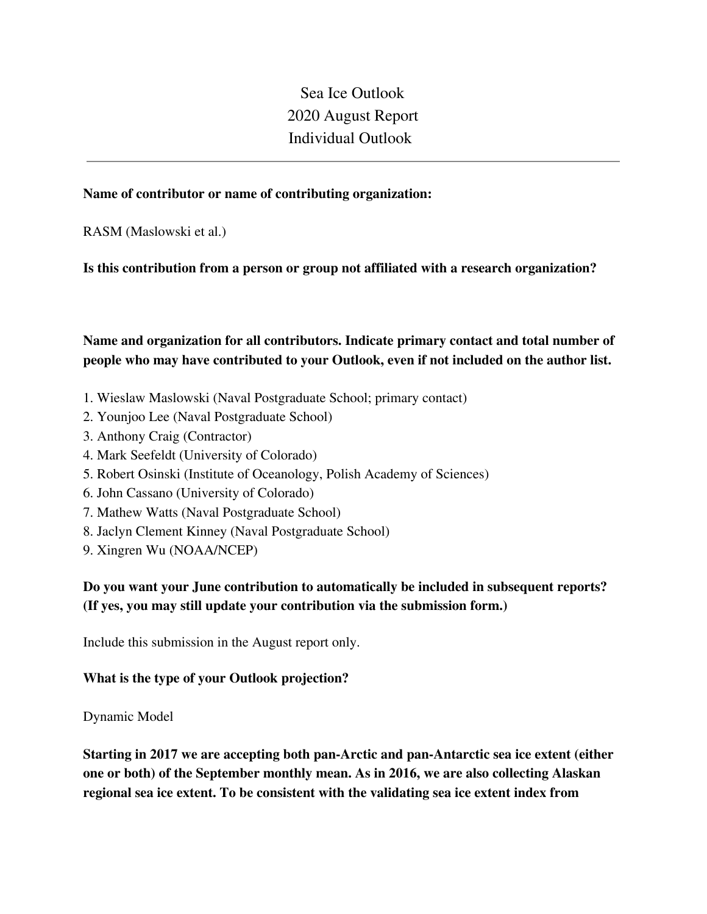# Sea Ice Outlook
# 2020 August Report
# Individual Outlook

---

**Name of contributor or name of contributing organization:**

RASM (Maslowski et al.)

**Is this contribution from a person or group not affiliated with a research organization?**

**Name and organization for all contributors. Indicate primary contact and total number of people who may have contributed to your Outlook, even if not included on the author list.**

1. Wieslaw Maslowski (Naval Postgraduate School; primary contact)
2. Younjoo Lee (Naval Postgraduate School)
3. Anthony Craig (Contractor)
4. Mark Seefeldt (University of Colorado)
5. Robert Osinski (Institute of Oceanology, Polish Academy of Sciences)
6. John Cassano (University of Colorado)
7. Mathew Watts (Naval Postgraduate School)
8. Jaclyn Clement Kinney (Naval Postgraduate School)
9. Xingren Wu (NOAA/NCEP)

**Do you want your June contribution to automatically be included in subsequent reports? (If yes, you may still update your contribution via the submission form.)**

Include this submission in the August report only.

**What is the type of your Outlook projection?**

Dynamic Model

**Starting in 2017 we are accepting both pan-Arctic and pan-Antarctic sea ice extent (either one or both) of the September monthly mean. As in 2016, we are also collecting Alaskan regional sea ice extent. To be consistent with the validating sea ice extent index from**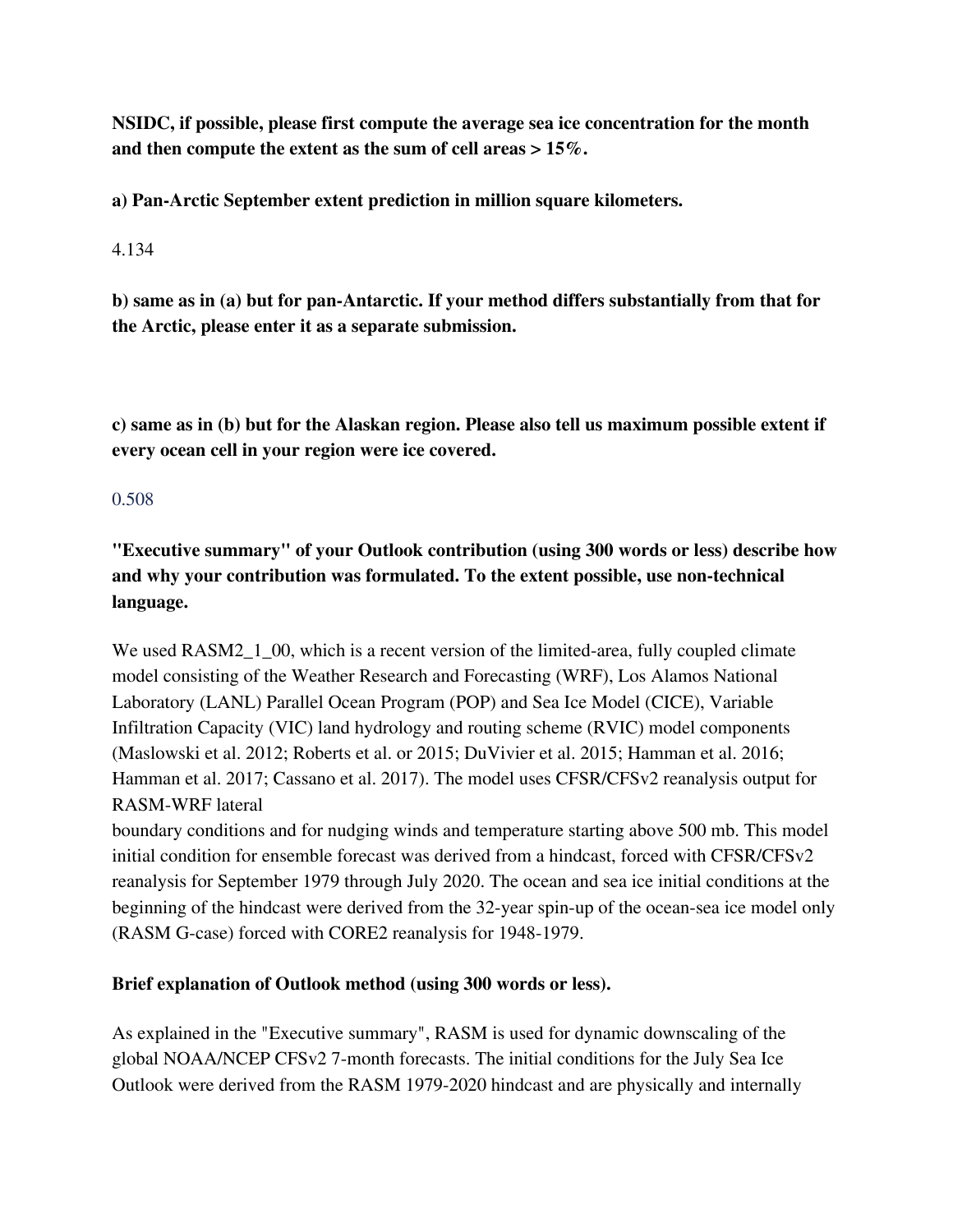**NSIDC, if possible, please first compute the average sea ice concentration for the month and then compute the extent as the sum of cell areas > 15%.**

**a) Pan-Arctic September extent prediction in million square kilometers.**

4.134

**b) same as in (a) but for pan-Antarctic. If your method differs substantially from that for the Arctic, please enter it as a separate submission.**

**c) same as in (b) but for the Alaskan region. Please also tell us maximum possible extent if every ocean cell in your region were ice covered.**

0.508

**"Executive summary" of your Outlook contribution (using 300 words or less) describe how and why your contribution was formulated. To the extent possible, use non-technical language.**

We used RASM2_1_00, which is a recent version of the limited-area, fully coupled climate model consisting of the Weather Research and Forecasting (WRF), Los Alamos National Laboratory (LANL) Parallel Ocean Program (POP) and Sea Ice Model (CICE), Variable Infiltration Capacity (VIC) land hydrology and routing scheme (RVIC) model components (Maslowski et al. 2012; Roberts et al. or 2015; DuVivier et al. 2015; Hamman et al. 2016; Hamman et al. 2017; Cassano et al. 2017). The model uses CFSR/CFSv2 reanalysis output for RASM-WRF lateral boundary conditions and for nudging winds and temperature starting above 500 mb. This model initial condition for ensemble forecast was derived from a hindcast, forced with CFSR/CFSv2 reanalysis for September 1979 through July 2020. The ocean and sea ice initial conditions at the beginning of the hindcast were derived from the 32-year spin-up of the ocean-sea ice model only (RASM G-case) forced with CORE2 reanalysis for 1948-1979.

**Brief explanation of Outlook method (using 300 words or less).**

As explained in the "Executive summary", RASM is used for dynamic downscaling of the global NOAA/NCEP CFSv2 7-month forecasts. The initial conditions for the July Sea Ice Outlook were derived from the RASM 1979-2020 hindcast and are physically and internally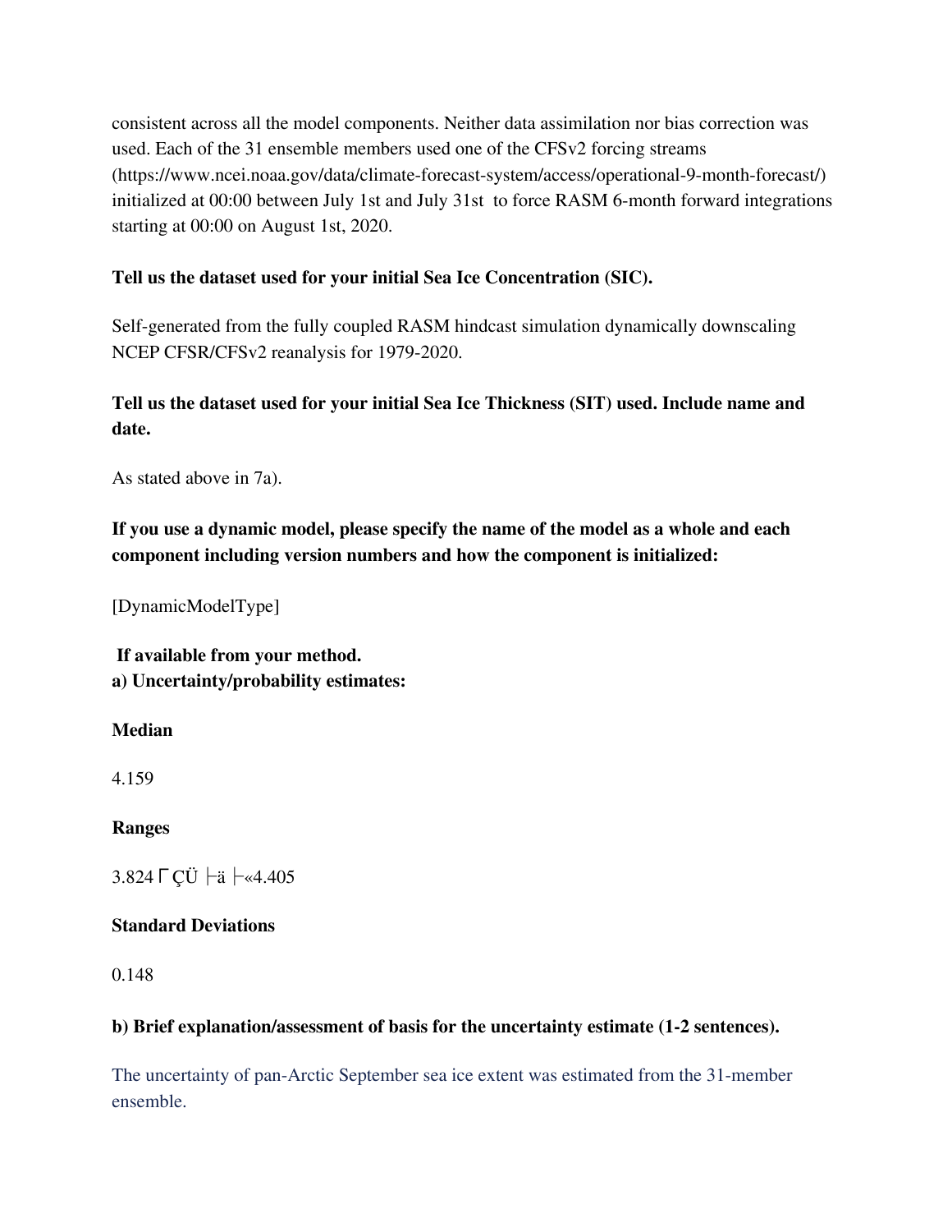consistent across all the model components. Neither data assimilation nor bias correction was used. Each of the 31 ensemble members used one of the CFSv2 forcing streams (https://www.ncei.noaa.gov/data/climate-forecast-system/access/operational-9-month-forecast/) initialized at 00:00 between July 1st and July 31st to force RASM 6-month forward integrations starting at 00:00 on August 1st, 2020.

**Tell us the dataset used for your initial Sea Ice Concentration (SIC).**

Self-generated from the fully coupled RASM hindcast simulation dynamically downscaling NCEP CFSR/CFSv2 reanalysis for 1979-2020.

**Tell us the dataset used for your initial Sea Ice Thickness (SIT) used. Include name and date.**

As stated above in 7a).

**If you use a dynamic model, please specify the name of the model as a whole and each component including version numbers and how the component is initialized:**

[DynamicModelType]

**If available from your method.**
**a) Uncertainty/probability estimates:**

**Median**

4.159

**Ranges**

3.824 ΓÇÜ ├ä ├«4.405

**Standard Deviations**

0.148

**b) Brief explanation/assessment of basis for the uncertainty estimate (1-2 sentences).**

The uncertainty of pan-Arctic September sea ice extent was estimated from the 31-member ensemble.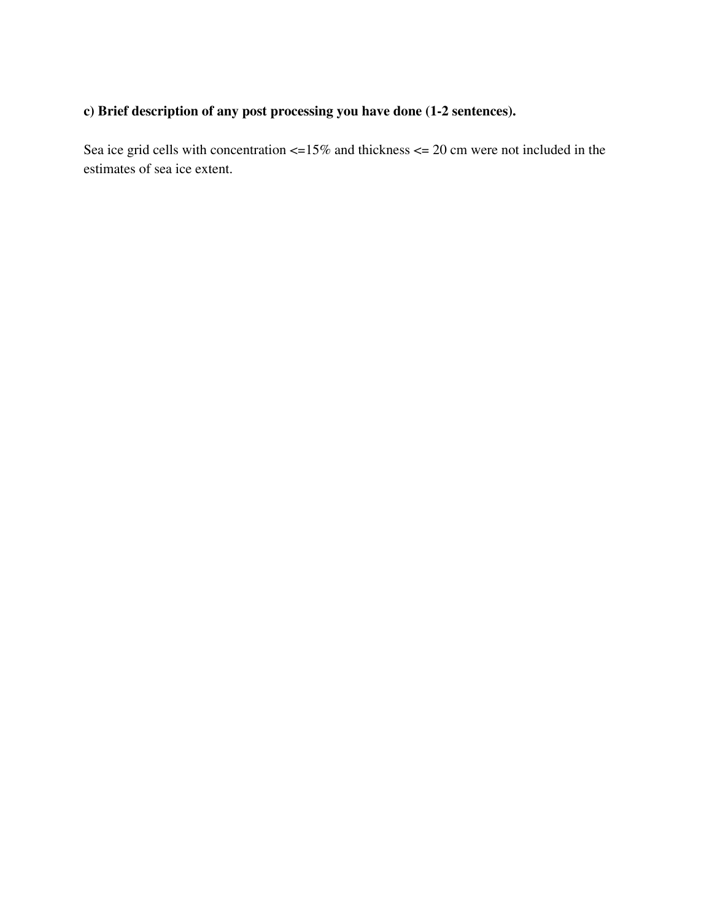**c) Brief description of any post processing you have done (1-2 sentences).**

Sea ice grid cells with concentration <=15% and thickness <= 20 cm were not included in the estimates of sea ice extent.